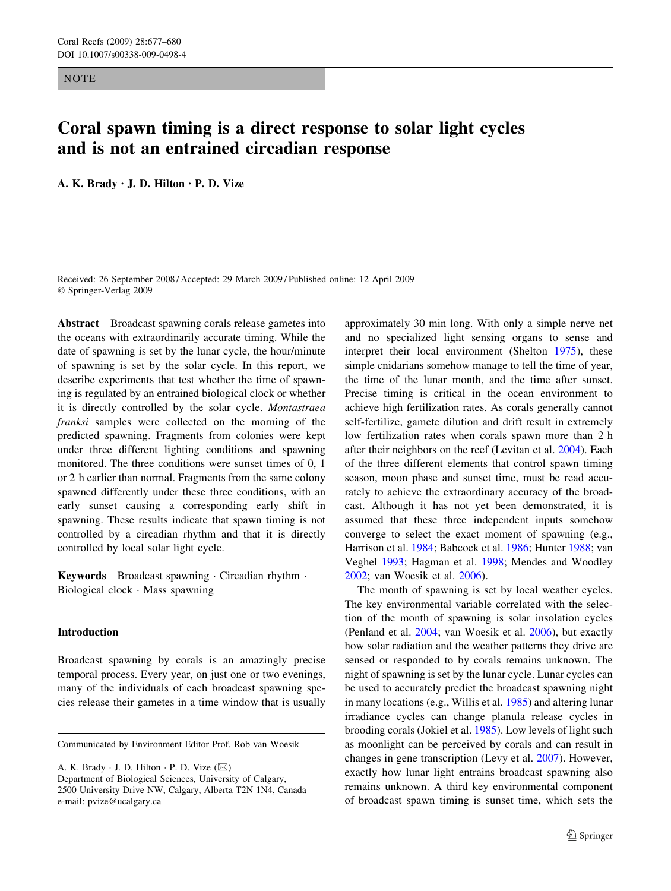NOTE

# Coral spawn timing is a direct response to solar light cycles and is not an entrained circadian response

**A. K. Brady · J. D. Hilton · P. D. Vize**

Received: 26 September 2008 / Accepted: 29 March 2009 / Published online: 12 April 2009
© Springer-Verlag 2009

**Abstract** Broadcast spawning corals release gametes into the oceans with extraordinarily accurate timing. While the date of spawning is set by the lunar cycle, the hour/minute of spawning is set by the solar cycle. In this report, we describe experiments that test whether the time of spawning is regulated by an entrained biological clock or whether it is directly controlled by the solar cycle. *Montastraea franksi* samples were collected on the morning of the predicted spawning. Fragments from colonies were kept under three different lighting conditions and spawning monitored. The three conditions were sunset times of 0, 1 or 2 h earlier than normal. Fragments from the same colony spawned differently under these three conditions, with an early sunset causing a corresponding early shift in spawning. These results indicate that spawn timing is not controlled by a circadian rhythm and that it is directly controlled by local solar light cycle.

**Keywords** Broadcast spawning · Circadian rhythm · Biological clock · Mass spawning

## Introduction

Broadcast spawning by corals is an amazingly precise temporal process. Every year, on just one or two evenings, many of the individuals of each broadcast spawning species release their gametes in a time window that is usually approximately 30 min long. With only a simple nerve net and no specialized light sensing organs to sense and interpret their local environment (Shelton 1975), these simple cnidarians somehow manage to tell the time of year, the time of the lunar month, and the time after sunset. Precise timing is critical in the ocean environment to achieve high fertilization rates. As corals generally cannot self-fertilize, gamete dilution and drift result in extremely low fertilization rates when corals spawn more than 2 h after their neighbors on the reef (Levitan et al. 2004). Each of the three different elements that control spawn timing season, moon phase and sunset time, must be read accurately to achieve the extraordinary accuracy of the broadcast. Although it has not yet been demonstrated, it is assumed that these three independent inputs somehow converge to select the exact moment of spawning (e.g., Harrison et al. 1984; Babcock et al. 1986; Hunter 1988; van Veghel 1993; Hagman et al. 1998; Mendes and Woodley 2002; van Woesik et al. 2006).

The month of spawning is set by local weather cycles. The key environmental variable correlated with the selection of the month of spawning is solar insolation cycles (Penland et al. 2004; van Woesik et al. 2006), but exactly how solar radiation and the weather patterns they drive are sensed or responded to by corals remains unknown. The night of spawning is set by the lunar cycle. Lunar cycles can be used to accurately predict the broadcast spawning night in many locations (e.g., Willis et al. 1985) and altering lunar irradiance cycles can change planula release cycles in brooding corals (Jokiel et al. 1985). Low levels of light such as moonlight can be perceived by corals and can result in changes in gene transcription (Levy et al. 2007). However, exactly how lunar light entrains broadcast spawning also remains unknown. A third key environmental component of broadcast spawn timing is sunset time, which sets the

---

Communicated by Environment Editor Prof. Rob van Woesik

A. K. Brady · J. D. Hilton · P. D. Vize (✉)
Department of Biological Sciences, University of Calgary, 2500 University Drive NW, Calgary, Alberta T2N 1N4, Canada
e-mail: pvize@ucalgary.ca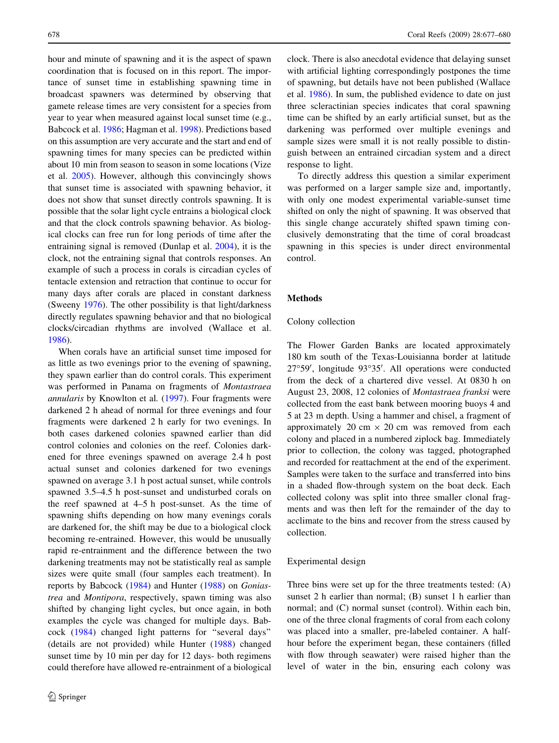hour and minute of spawning and it is the aspect of spawn coordination that is focused on in this report. The importance of sunset time in establishing spawning time in broadcast spawners was determined by observing that gamete release times are very consistent for a species from year to year when measured against local sunset time (e.g., Babcock et al. 1986; Hagman et al. 1998). Predictions based on this assumption are very accurate and the start and end of spawning times for many species can be predicted within about 10 min from season to season in some locations (Vize et al. 2005). However, although this convincingly shows that sunset time is associated with spawning behavior, it does not show that sunset directly controls spawning. It is possible that the solar light cycle entrains a biological clock and that the clock controls spawning behavior. As biological clocks can free run for long periods of time after the entraining signal is removed (Dunlap et al. 2004), it is the clock, not the entraining signal that controls responses. An example of such a process in corals is circadian cycles of tentacle extension and retraction that continue to occur for many days after corals are placed in constant darkness (Sweeny 1976). The other possibility is that light/darkness directly regulates spawning behavior and that no biological clocks/circadian rhythms are involved (Wallace et al. 1986).

When corals have an artificial sunset time imposed for as little as two evenings prior to the evening of spawning, they spawn earlier than do control corals. This experiment was performed in Panama on fragments of *Montastraea annularis* by Knowlton et al. (1997). Four fragments were darkened 2 h ahead of normal for three evenings and four fragments were darkened 2 h early for two evenings. In both cases darkened colonies spawned earlier than did control colonies and colonies on the reef. Colonies darkened for three evenings spawned on average 2.4 h post actual sunset and colonies darkened for two evenings spawned on average 3.1 h post actual sunset, while controls spawned 3.5–4.5 h post-sunset and undisturbed corals on the reef spawned at 4–5 h post-sunset. As the time of spawning shifts depending on how many evenings corals are darkened for, the shift may be due to a biological clock becoming re-entrained. However, this would be unusually rapid re-entrainment and the difference between the two darkening treatments may not be statistically real as sample sizes were quite small (four samples each treatment). In reports by Babcock (1984) and Hunter (1988) on *Goniastrea* and *Montipora*, respectively, spawn timing was also shifted by changing light cycles, but once again, in both examples the cycle was changed for multiple days. Babcock (1984) changed light patterns for "several days" (details are not provided) while Hunter (1988) changed sunset time by 10 min per day for 12 days- both regimens could therefore have allowed re-entrainment of a biological clock. There is also anecdotal evidence that delaying sunset with artificial lighting correspondingly postpones the time of spawning, but details have not been published (Wallace et al. 1986). In sum, the published evidence to date on just three scleractinian species indicates that coral spawning time can be shifted by an early artificial sunset, but as the darkening was performed over multiple evenings and sample sizes were small it is not really possible to distinguish between an entrained circadian system and a direct response to light.

To directly address this question a similar experiment was performed on a larger sample size and, importantly, with only one modest experimental variable-sunset time shifted on only the night of spawning. It was observed that this single change accurately shifted spawn timing conclusively demonstrating that the time of coral broadcast spawning in this species is under direct environmental control.

## Methods

### Colony collection

The Flower Garden Banks are located approximately 180 km south of the Texas-Louisianna border at latitude 27°59′, longitude 93°35′. All operations were conducted from the deck of a chartered dive vessel. At 0830 h on August 23, 2008, 12 colonies of *Montastraea franksi* were collected from the east bank between mooring buoys 4 and 5 at 23 m depth. Using a hammer and chisel, a fragment of approximately 20 cm × 20 cm was removed from each colony and placed in a numbered ziplock bag. Immediately prior to collection, the colony was tagged, photographed and recorded for reattachment at the end of the experiment. Samples were taken to the surface and transferred into bins in a shaded flow-through system on the boat deck. Each collected colony was split into three smaller clonal fragments and was then left for the remainder of the day to acclimate to the bins and recover from the stress caused by collection.

### Experimental design

Three bins were set up for the three treatments tested: (A) sunset 2 h earlier than normal; (B) sunset 1 h earlier than normal; and (C) normal sunset (control). Within each bin, one of the three clonal fragments of coral from each colony was placed into a smaller, pre-labeled container. A half-hour before the experiment began, these containers (filled with flow through seawater) were raised higher than the level of water in the bin, ensuring each colony was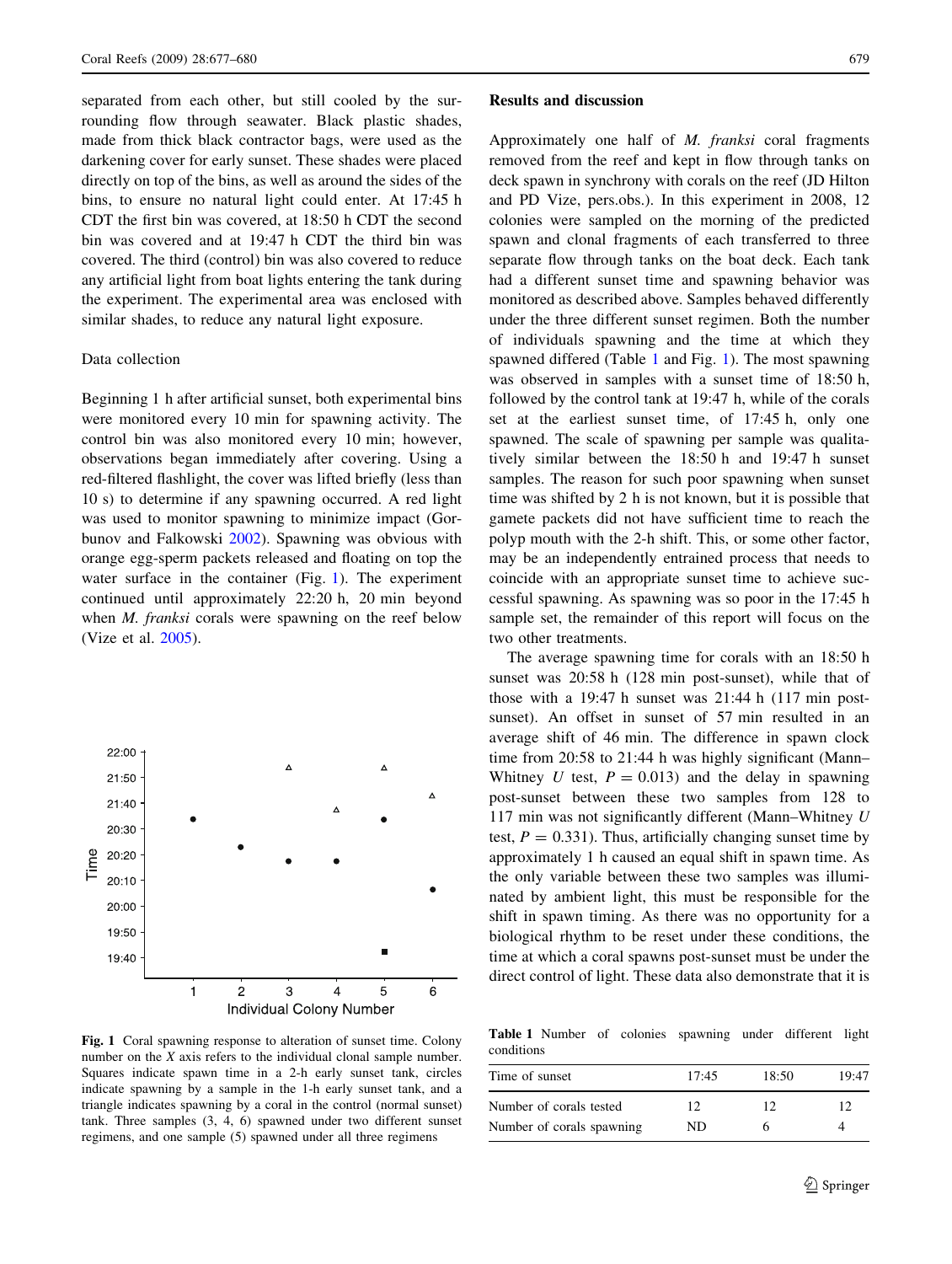separated from each other, but still cooled by the surrounding flow through seawater. Black plastic shades, made from thick black contractor bags, were used as the darkening cover for early sunset. These shades were placed directly on top of the bins, as well as around the sides of the bins, to ensure no natural light could enter. At 17:45 h CDT the first bin was covered, at 18:50 h CDT the second bin was covered and at 19:47 h CDT the third bin was covered. The third (control) bin was also covered to reduce any artificial light from boat lights entering the tank during the experiment. The experimental area was enclosed with similar shades, to reduce any natural light exposure.

### Data collection

Beginning 1 h after artificial sunset, both experimental bins were monitored every 10 min for spawning activity. The control bin was also monitored every 10 min; however, observations began immediately after covering. Using a red-filtered flashlight, the cover was lifted briefly (less than 10 s) to determine if any spawning occurred. A red light was used to monitor spawning to minimize impact (Gorbunov and Falkowski 2002). Spawning was obvious with orange egg-sperm packets released and floating on top the water surface in the container (Fig. 1). The experiment continued until approximately 22:20 h, 20 min beyond when *M. franksi* corals were spawning on the reef below (Vize et al. 2005).

Fig. 1 Coral spawning response to alteration of sunset time. Colony number on the X axis refers to the individual clonal sample number. Squares indicate spawn time in a 2-h early sunset tank, circles indicate spawning by a sample in the 1-h early sunset tank, and a triangle indicates spawning by a coral in the control (normal sunset) tank. Three samples (3, 4, 6) spawned under two different sunset regimens, and one sample (5) spawned under all three regimens

## Results and discussion

Approximately one half of *M. franksi* coral fragments removed from the reef and kept in flow through tanks on deck spawn in synchrony with corals on the reef (JD Hilton and PD Vize, pers.obs.). In this experiment in 2008, 12 colonies were sampled on the morning of the predicted spawn and clonal fragments of each transferred to three separate flow through tanks on the boat deck. Each tank had a different sunset time and spawning behavior was monitored as described above. Samples behaved differently under the three different sunset regimen. Both the number of individuals spawning and the time at which they spawned differed (Table 1 and Fig. 1). The most spawning was observed in samples with a sunset time of 18:50 h, followed by the control tank at 19:47 h, while of the corals set at the earliest sunset time, of 17:45 h, only one spawned. The scale of spawning per sample was qualitatively similar between the 18:50 h and 19:47 h sunset samples. The reason for such poor spawning when sunset time was shifted by 2 h is not known, but it is possible that gamete packets did not have sufficient time to reach the polyp mouth with the 2-h shift. This, or some other factor, may be an independently entrained process that needs to coincide with an appropriate sunset time to achieve successful spawning. As spawning was so poor in the 17:45 h sample set, the remainder of this report will focus on the two other treatments.

The average spawning time for corals with an 18:50 h sunset was 20:58 h (128 min post-sunset), while that of those with a 19:47 h sunset was 21:44 h (117 min post-sunset). An offset in sunset of 57 min resulted in an average shift of 46 min. The difference in spawn clock time from 20:58 to 21:44 h was highly significant (Mann–Whitney *U* test, $P = 0.013$) and the delay in spawning post-sunset between these two samples from 128 to 117 min was not significantly different (Mann–Whitney *U* test, $P = 0.331$). Thus, artificially changing sunset time by approximately 1 h caused an equal shift in spawn time. As the only variable between these two samples was illuminated by ambient light, this must be responsible for the shift in spawn timing. As there was no opportunity for a biological rhythm to be reset under these conditions, the time at which a coral spawns post-sunset must be under the direct control of light. These data also demonstrate that it is

**Table 1** Number of colonies spawning under different light conditions

| Time of sunset | 17:45 | 18:50 | 19:47 |
|---|---|---|---|
| Number of corals tested | 12 | 12 | 12 |
| Number of corals spawning | ND | 6 | 4 |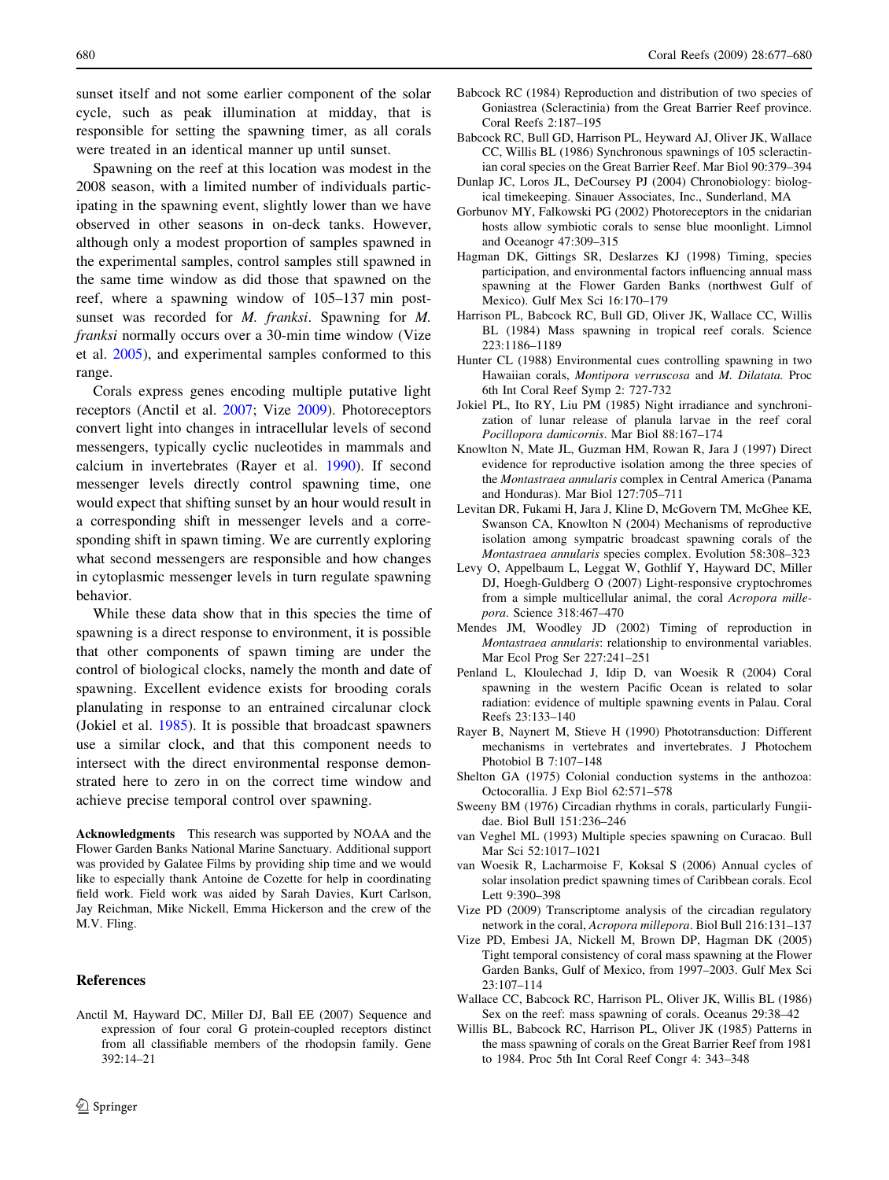sunset itself and not some earlier component of the solar cycle, such as peak illumination at midday, that is responsible for setting the spawning timer, as all corals were treated in an identical manner up until sunset.

Spawning on the reef at this location was modest in the 2008 season, with a limited number of individuals participating in the spawning event, slightly lower than we have observed in other seasons in on-deck tanks. However, although only a modest proportion of samples spawned in the experimental samples, control samples still spawned in the same time window as did those that spawned on the reef, where a spawning window of 105–137 min post-sunset was recorded for *M. franksi*. Spawning for *M. franksi* normally occurs over a 30-min time window (Vize et al. 2005), and experimental samples conformed to this range.

Corals express genes encoding multiple putative light receptors (Anctil et al. 2007; Vize 2009). Photoreceptors convert light into changes in intracellular levels of second messengers, typically cyclic nucleotides in mammals and calcium in invertebrates (Rayer et al. 1990). If second messenger levels directly control spawning time, one would expect that shifting sunset by an hour would result in a corresponding shift in messenger levels and a corresponding shift in spawn timing. We are currently exploring what second messengers are responsible and how changes in cytoplasmic messenger levels in turn regulate spawning behavior.

While these data show that in this species the time of spawning is a direct response to environment, it is possible that other components of spawn timing are under the control of biological clocks, namely the month and date of spawning. Excellent evidence exists for brooding corals planulating in response to an entrained circalunar clock (Jokiel et al. 1985). It is possible that broadcast spawners use a similar clock, and that this component needs to intersect with the direct environmental response demonstrated here to zero in on the correct time window and achieve precise temporal control over spawning.

**Acknowledgments** This research was supported by NOAA and the Flower Garden Banks National Marine Sanctuary. Additional support was provided by Galatee Films by providing ship time and we would like to especially thank Antoine de Cozette for help in coordinating field work. Field work was aided by Sarah Davies, Kurt Carlson, Jay Reichman, Mike Nickell, Emma Hickerson and the crew of the M.V. Fling.

## References

Anctil M, Hayward DC, Miller DJ, Ball EE (2007) Sequence and expression of four coral G protein-coupled receptors distinct from all classifiable members of the rhodopsin family. Gene 392:14–21

Babcock RC (1984) Reproduction and distribution of two species of Goniastrea (Scleractinia) from the Great Barrier Reef province. Coral Reefs 2:187–195

Babcock RC, Bull GD, Harrison PL, Heyward AJ, Oliver JK, Wallace CC, Willis BL (1986) Synchronous spawnings of 105 scleractinian coral species on the Great Barrier Reef. Mar Biol 90:379–394

Dunlap JC, Loros JL, DeCoursey PJ (2004) Chronobiology: biological timekeeping. Sinauer Associates, Inc., Sunderland, MA

Gorbunov MY, Falkowski PG (2002) Photoreceptors in the cnidarian hosts allow symbiotic corals to sense blue moonlight. Limnol and Oceanogr 47:309–315

Hagman DK, Gittings SR, Deslarzes KJ (1998) Timing, species participation, and environmental factors influencing annual mass spawning at the Flower Garden Banks (northwest Gulf of Mexico). Gulf Mex Sci 16:170–179

Harrison PL, Babcock RC, Bull GD, Oliver JK, Wallace CC, Willis BL (1984) Mass spawning in tropical reef corals. Science 223:1186–1189

Hunter CL (1988) Environmental cues controlling spawning in two Hawaiian corals, *Montipora verruscosa* and *M. Dilatata.* Proc 6th Int Coral Reef Symp 2: 727-732

Jokiel PL, Ito RY, Liu PM (1985) Night irradiance and synchronization of lunar release of planula larvae in the reef coral *Pocillopora damicornis*. Mar Biol 88:167–174

Knowlton N, Mate JL, Guzman HM, Rowan R, Jara J (1997) Direct evidence for reproductive isolation among the three species of the *Montastraea annularis* complex in Central America (Panama and Honduras). Mar Biol 127:705–711

Levitan DR, Fukami H, Jara J, Kline D, McGovern TM, McGhee KE, Swanson CA, Knowlton N (2004) Mechanisms of reproductive isolation among sympatric broadcast spawning corals of the *Montastraea annularis* species complex. Evolution 58:308–323

Levy O, Appelbaum L, Leggat W, Gothlif Y, Hayward DC, Miller DJ, Hoegh-Guldberg O (2007) Light-responsive cryptochromes from a simple multicellular animal, the coral *Acropora millepora*. Science 318:467–470

Mendes JM, Woodley JD (2002) Timing of reproduction in *Montastraea annularis*: relationship to environmental variables. Mar Ecol Prog Ser 227:241–251

Penland L, Kloulechad J, Idip D, van Woesik R (2004) Coral spawning in the western Pacific Ocean is related to solar radiation: evidence of multiple spawning events in Palau. Coral Reefs 23:133–140

Rayer B, Naynert M, Stieve H (1990) Phototransduction: Different mechanisms in vertebrates and invertebrates. J Photochem Photobiol B 7:107–148

Shelton GA (1975) Colonial conduction systems in the anthozoa: Octocorallia. J Exp Biol 62:571–578

Sweeny BM (1976) Circadian rhythms in corals, particularly Fungiidae. Biol Bull 151:236–246

van Veghel ML (1993) Multiple species spawning on Curacao. Bull Mar Sci 52:1017–1021

van Woesik R, Lacharmoise F, Koksal S (2006) Annual cycles of solar insolation predict spawning times of Caribbean corals. Ecol Lett 9:390–398

Vize PD (2009) Transcriptome analysis of the circadian regulatory network in the coral, *Acropora millepora*. Biol Bull 216:131–137

Vize PD, Embesi JA, Nickell M, Brown DP, Hagman DK (2005) Tight temporal consistency of coral mass spawning at the Flower Garden Banks, Gulf of Mexico, from 1997–2003. Gulf Mex Sci 23:107–114

Wallace CC, Babcock RC, Harrison PL, Oliver JK, Willis BL (1986) Sex on the reef: mass spawning of corals. Oceanus 29:38–42

Willis BL, Babcock RC, Harrison PL, Oliver JK (1985) Patterns in the mass spawning of corals on the Great Barrier Reef from 1981 to 1984. Proc 5th Int Coral Reef Congr 4: 343–348